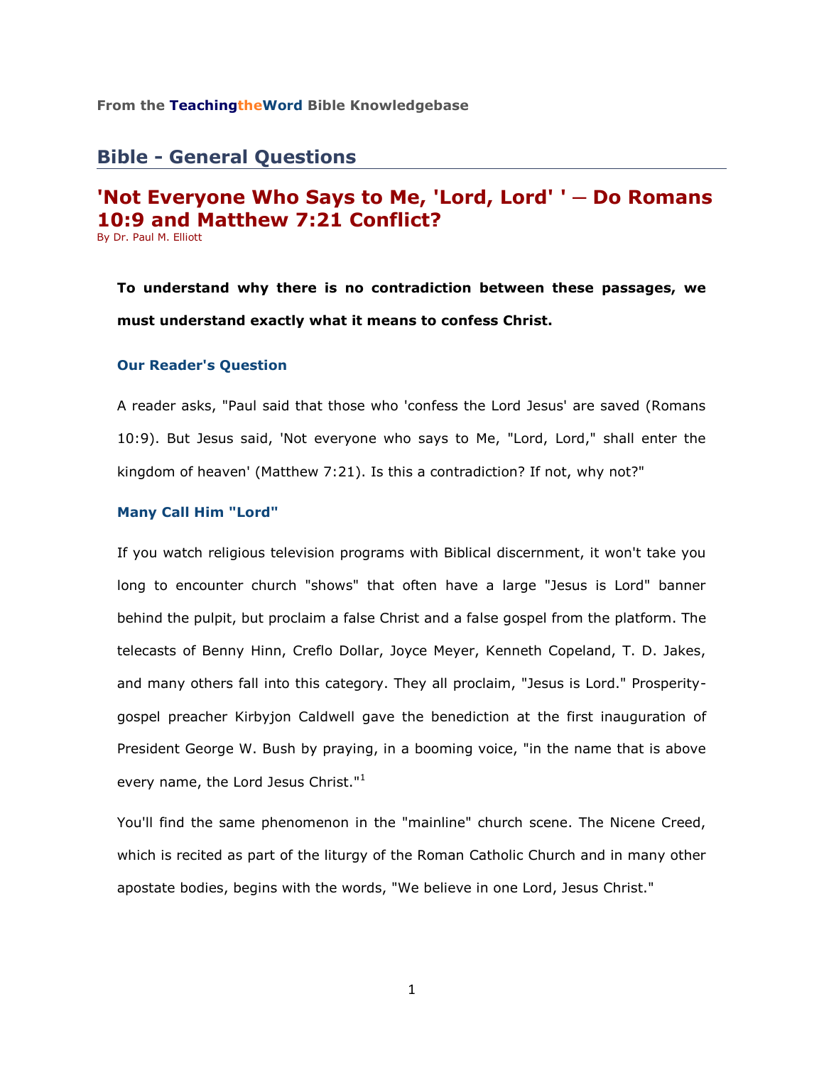From the **TeachingtheWord** Bible Knowledgebase

## Bible - General Questions

# 'Not Everyone Who Says to Me, 'Lord, Lord' ' — Do Romans 10:9 and Matthew 7:21 Conflict?

By Dr. Paul M. Elliott

**To understand why there is no contradiction between these passages, we must understand exactly what it means to confess Christ.**

### Our Reader's Question

A reader asks, "Paul said that those who 'confess the Lord Jesus' are saved (Romans 10:9). But Jesus said, 'Not everyone who says to Me, "Lord, Lord," shall enter the kingdom of heaven' (Matthew 7:21). Is this a contradiction? If not, why not?"

### Many Call Him "Lord"

If you watch religious television programs with Biblical discernment, it won't take you long to encounter church "shows" that often have a large "Jesus is Lord" banner behind the pulpit, but proclaim a false Christ and a false gospel from the platform. The telecasts of Benny Hinn, Creflo Dollar, Joyce Meyer, Kenneth Copeland, T. D. Jakes, and many others fall into this category. They all proclaim, "Jesus is Lord." Prosperity-gospel preacher Kirbyjon Caldwell gave the benediction at the first inauguration of President George W. Bush by praying, in a booming voice, "in the name that is above every name, the Lord Jesus Christ."[1]

You'll find the same phenomenon in the "mainline" church scene. The Nicene Creed, which is recited as part of the liturgy of the Roman Catholic Church and in many other apostate bodies, begins with the words, "We believe in one Lord, Jesus Christ."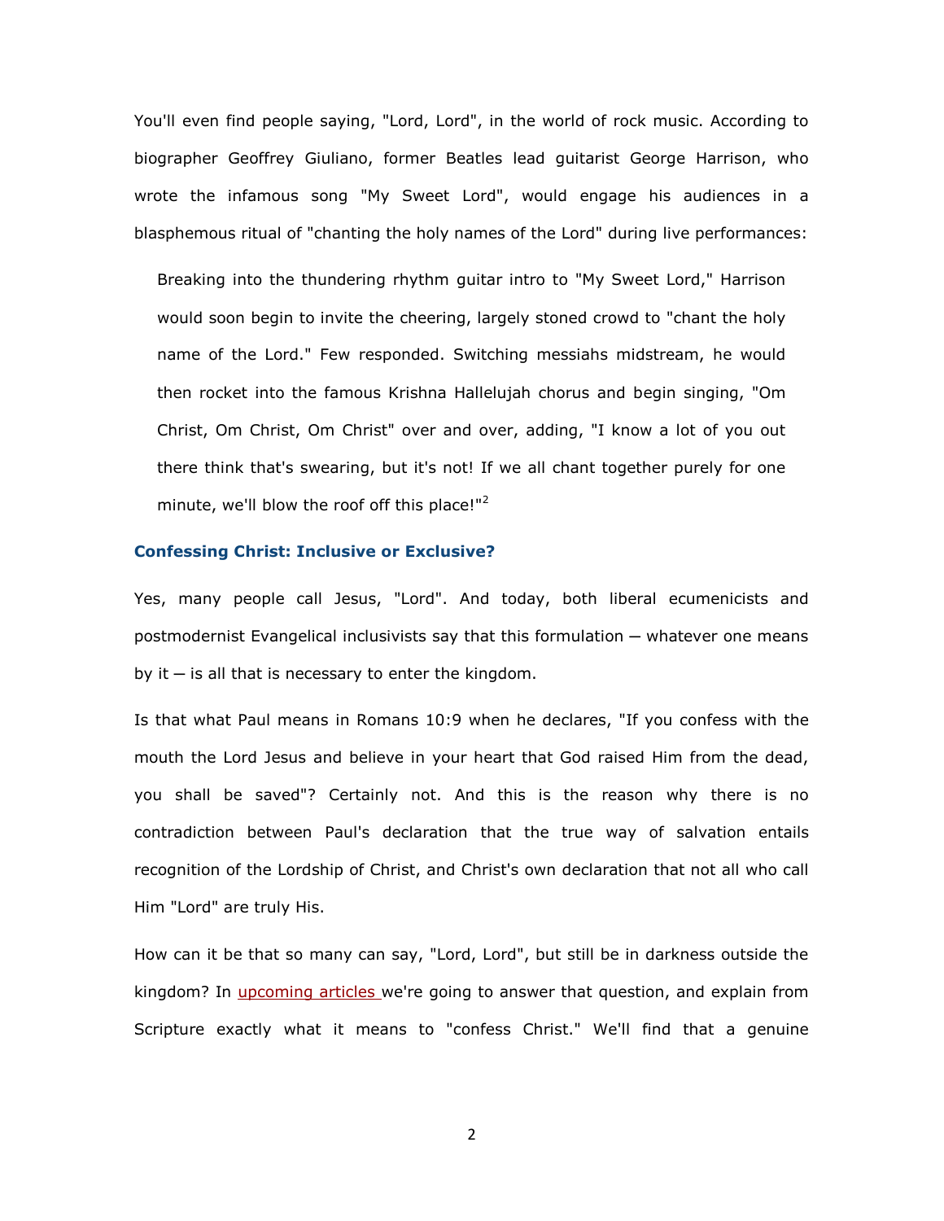You'll even find people saying, "Lord, Lord", in the world of rock music. According to biographer Geoffrey Giuliano, former Beatles lead guitarist George Harrison, who wrote the infamous song "My Sweet Lord", would engage his audiences in a blasphemous ritual of "chanting the holy names of the Lord" during live performances:

> Breaking into the thundering rhythm guitar intro to "My Sweet Lord," Harrison would soon begin to invite the cheering, largely stoned crowd to "chant the holy name of the Lord." Few responded. Switching messiahs midstream, he would then rocket into the famous Krishna Hallelujah chorus and begin singing, "Om Christ, Om Christ, Om Christ" over and over, adding, "I know a lot of you out there think that's swearing, but it's not! If we all chant together purely for one minute, we'll blow the roof off this place!"[2]

### Confessing Christ: Inclusive or Exclusive?

Yes, many people call Jesus, "Lord". And today, both liberal ecumenicists and postmodernist Evangelical inclusivists say that this formulation — whatever one means by it — is all that is necessary to enter the kingdom.

Is that what Paul means in Romans 10:9 when he declares, "If you confess with the mouth the Lord Jesus and believe in your heart that God raised Him from the dead, you shall be saved"? Certainly not. And this is the reason why there is no contradiction between Paul's declaration that the true way of salvation entails recognition of the Lordship of Christ, and Christ's own declaration that not all who call Him "Lord" are truly His.

How can it be that so many can say, "Lord, Lord", but still be in darkness outside the kingdom? In upcoming articles we're going to answer that question, and explain from Scripture exactly what it means to "confess Christ." We'll find that a genuine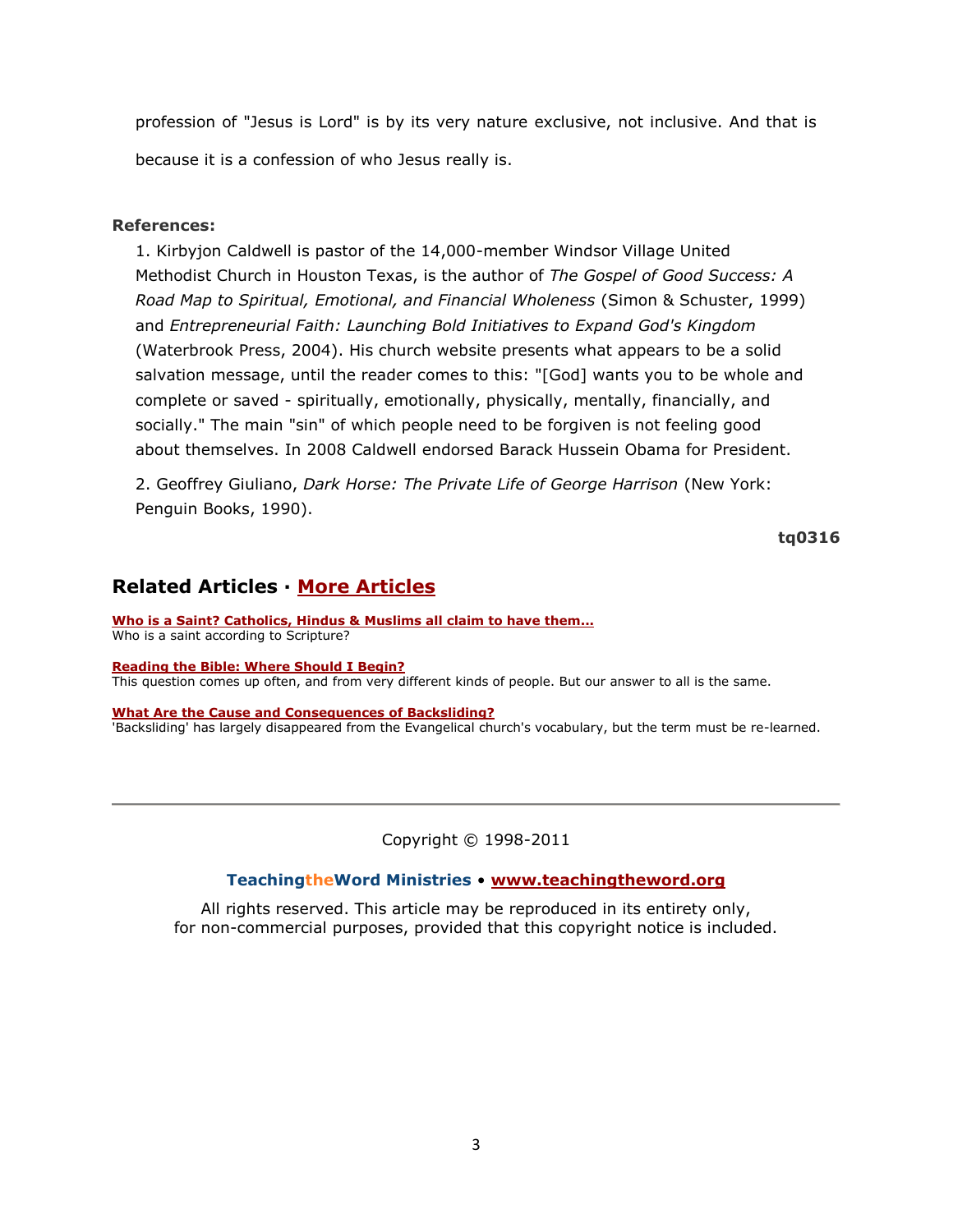profession of "Jesus is Lord" is by its very nature exclusive, not inclusive. And that is because it is a confession of who Jesus really is.

**References:**

1. Kirbyjon Caldwell is pastor of the 14,000-member Windsor Village United Methodist Church in Houston Texas, is the author of *The Gospel of Good Success: A Road Map to Spiritual, Emotional, and Financial Wholeness* (Simon & Schuster, 1999) and *Entrepreneurial Faith: Launching Bold Initiatives to Expand God's Kingdom* (Waterbrook Press, 2004). His church website presents what appears to be a solid salvation message, until the reader comes to this: "[God] wants you to be whole and complete or saved - spiritually, emotionally, physically, mentally, financially, and socially." The main "sin" of which people need to be forgiven is not feeling good about themselves. In 2008 Caldwell endorsed Barack Hussein Obama for President.

2. Geoffrey Giuliano, *Dark Horse: The Private Life of George Harrison* (New York: Penguin Books, 1990).

**tq0316**

## Related Articles · More Articles

**Who is a Saint? Catholics, Hindus & Muslims all claim to have them...**
Who is a saint according to Scripture?

**Reading the Bible: Where Should I Begin?**
This question comes up often, and from very different kinds of people. But our answer to all is the same.

**What Are the Cause and Consequences of Backsliding?**
'Backsliding' has largely disappeared from the Evangelical church's vocabulary, but the term must be re-learned.

---

Copyright © 1998-2011

**TeachingtheWord Ministries** • **www.teachingtheword.org**

All rights reserved. This article may be reproduced in its entirety only, for non-commercial purposes, provided that this copyright notice is included.